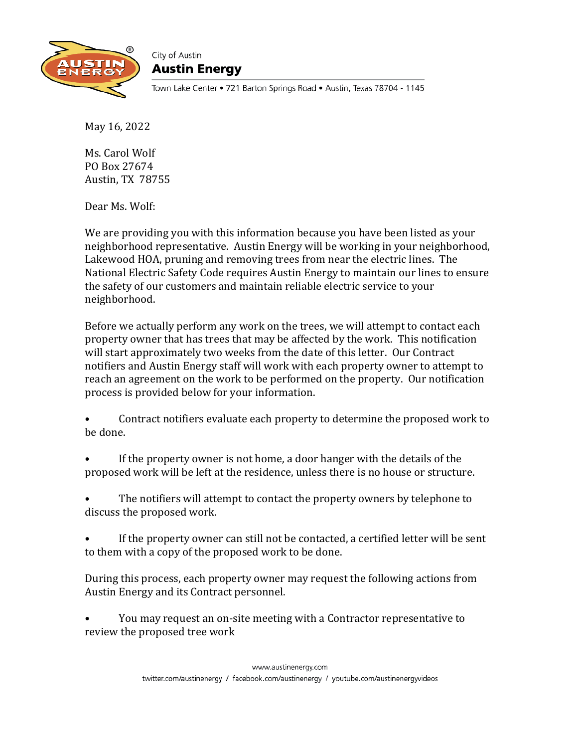City of Austin
**Austin Energy**

Town Lake Center • 721 Barton Springs Road • Austin, Texas 78704 - 1145

May 16, 2022

Ms. Carol Wolf
PO Box 27674
Austin, TX 78755

Dear Ms. Wolf:

We are providing you with this information because you have been listed as your neighborhood representative. Austin Energy will be working in your neighborhood, Lakewood HOA, pruning and removing trees from near the electric lines. The National Electric Safety Code requires Austin Energy to maintain our lines to ensure the safety of our customers and maintain reliable electric service to your neighborhood.

Before we actually perform any work on the trees, we will attempt to contact each property owner that has trees that may be affected by the work. This notification will start approximately two weeks from the date of this letter. Our Contract notifiers and Austin Energy staff will work with each property owner to attempt to reach an agreement on the work to be performed on the property. Our notification process is provided below for your information.

- Contract notifiers evaluate each property to determine the proposed work to be done.
- If the property owner is not home, a door hanger with the details of the proposed work will be left at the residence, unless there is no house or structure.
- The notifiers will attempt to contact the property owners by telephone to discuss the proposed work.
- If the property owner can still not be contacted, a certified letter will be sent to them with a copy of the proposed work to be done.

During this process, each property owner may request the following actions from Austin Energy and its Contract personnel.

- You may request an on-site meeting with a Contractor representative to review the proposed tree work

www.austinenergy.com
twitter.com/austinenergy / facebook.com/austinenergy / youtube.com/austinenergyvideos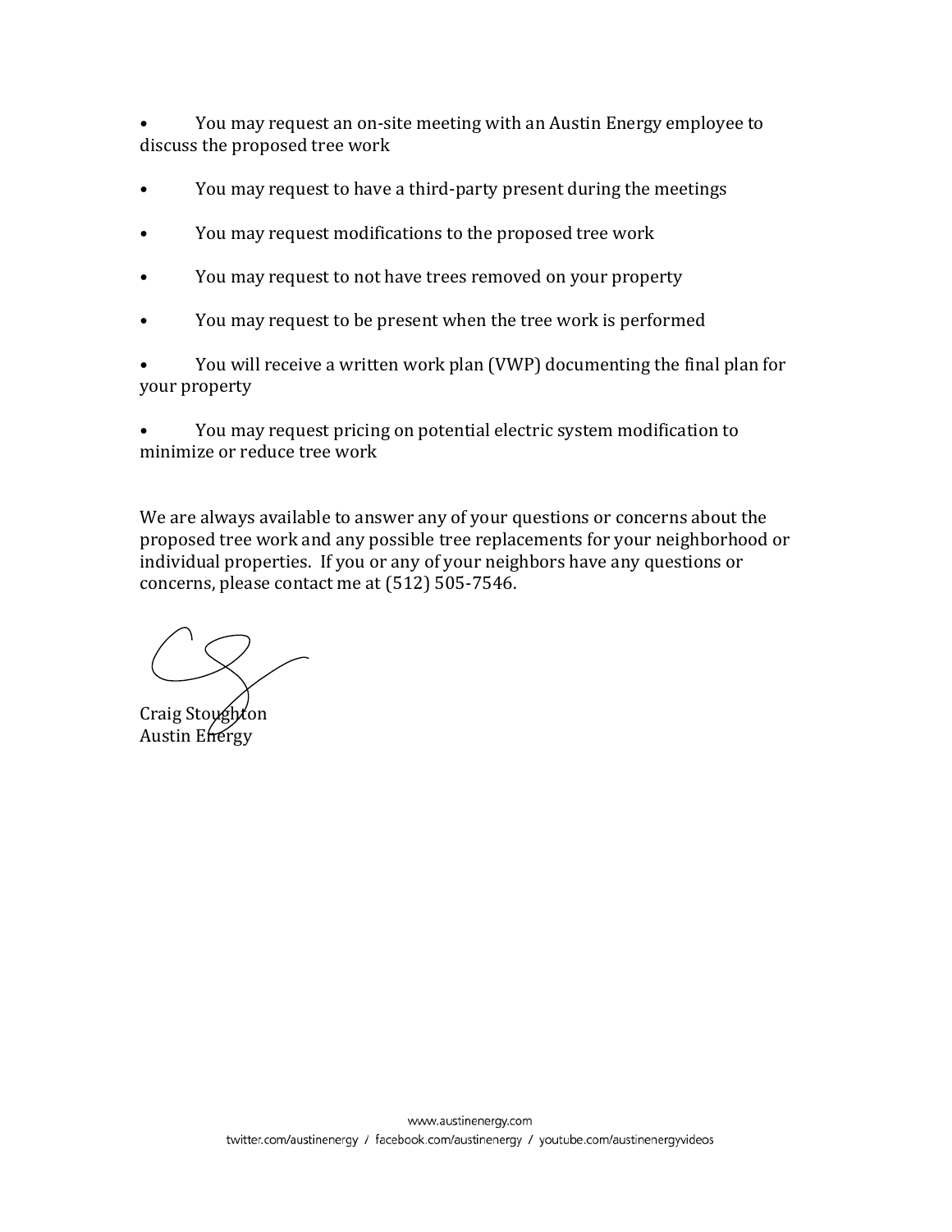- You may request an on-site meeting with an Austin Energy employee to discuss the proposed tree work
- You may request to have a third-party present during the meetings
- You may request modifications to the proposed tree work
- You may request to not have trees removed on your property
- You may request to be present when the tree work is performed
- You will receive a written work plan (VWP) documenting the final plan for your property
- You may request pricing on potential electric system modification to minimize or reduce tree work

We are always available to answer any of your questions or concerns about the proposed tree work and any possible tree replacements for your neighborhood or individual properties. If you or any of your neighbors have any questions or concerns, please contact me at (512) 505-7546.

Craig Stoughton
Austin Energy

www.austinenergy.com
twitter.com/austinenergy / facebook.com/austinenergy / youtube.com/austinenergyvideos